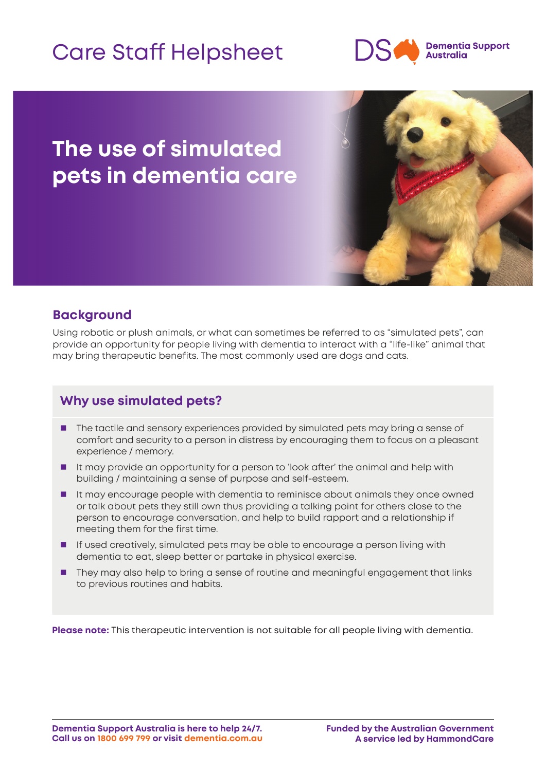Care Staff Helpsheet

Dementia Support Australia

# The use of simulated pets in dementia care

## Background

Using robotic or plush animals, or what can sometimes be referred to as "simulated pets", can provide an opportunity for people living with dementia to interact with a "life-like" animal that may bring therapeutic benefits. The most commonly used are dogs and cats.

## Why use simulated pets?

- The tactile and sensory experiences provided by simulated pets may bring a sense of comfort and security to a person in distress by encouraging them to focus on a pleasant experience / memory.
- It may provide an opportunity for a person to 'look after' the animal and help with building / maintaining a sense of purpose and self-esteem.
- It may encourage people with dementia to reminisce about animals they once owned or talk about pets they still own thus providing a talking point for others close to the person to encourage conversation, and help to build rapport and a relationship if meeting them for the first time.
- If used creatively, simulated pets may be able to encourage a person living with dementia to eat, sleep better or partake in physical exercise.
- They may also help to bring a sense of routine and meaningful engagement that links to previous routines and habits.

**Please note:** This therapeutic intervention is not suitable for all people living with dementia.

**Dementia Support Australia is here to help 24/7.**
**Call us on 1800 699 799 or visit dementia.com.au**

**Funded by the Australian Government**
**A service led by HammondCare**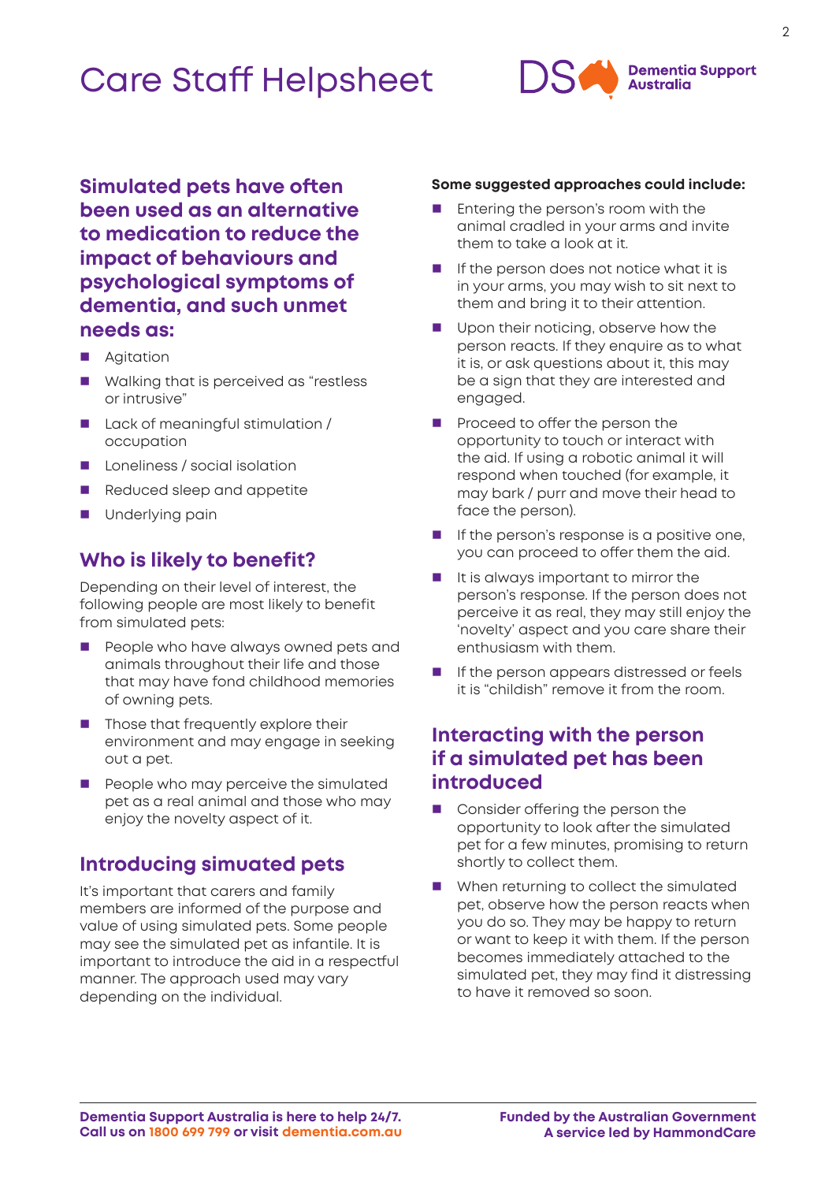## Simulated pets have often been used as an alternative to medication to reduce the impact of behaviours and psychological symptoms of dementia, and such unmet needs as:

- Agitation
- Walking that is perceived as "restless or intrusive"
- Lack of meaningful stimulation / occupation
- Loneliness / social isolation
- Reduced sleep and appetite
- Underlying pain

## Who is likely to benefit?

Depending on their level of interest, the following people are most likely to benefit from simulated pets:

- People who have always owned pets and animals throughout their life and those that may have fond childhood memories of owning pets.
- Those that frequently explore their environment and may engage in seeking out a pet.
- People who may perceive the simulated pet as a real animal and those who may enjoy the novelty aspect of it.

## Introducing simuated pets

It's important that carers and family members are informed of the purpose and value of using simulated pets. Some people may see the simulated pet as infantile. It is important to introduce the aid in a respectful manner. The approach used may vary depending on the individual.

**Some suggested approaches could include:**

- Entering the person's room with the animal cradled in your arms and invite them to take a look at it.
- If the person does not notice what it is in your arms, you may wish to sit next to them and bring it to their attention.
- Upon their noticing, observe how the person reacts. If they enquire as to what it is, or ask questions about it, this may be a sign that they are interested and engaged.
- Proceed to offer the person the opportunity to touch or interact with the aid. If using a robotic animal it will respond when touched (for example, it may bark / purr and move their head to face the person).
- If the person's response is a positive one, you can proceed to offer them the aid.
- It is always important to mirror the person's response. If the person does not perceive it as real, they may still enjoy the 'novelty' aspect and you care share their enthusiasm with them.
- If the person appears distressed or feels it is "childish" remove it from the room.

## Interacting with the person if a simulated pet has been introduced

- Consider offering the person the opportunity to look after the simulated pet for a few minutes, promising to return shortly to collect them.
- When returning to collect the simulated pet, observe how the person reacts when you do so. They may be happy to return or want to keep it with them. If the person becomes immediately attached to the simulated pet, they may find it distressing to have it removed so soon.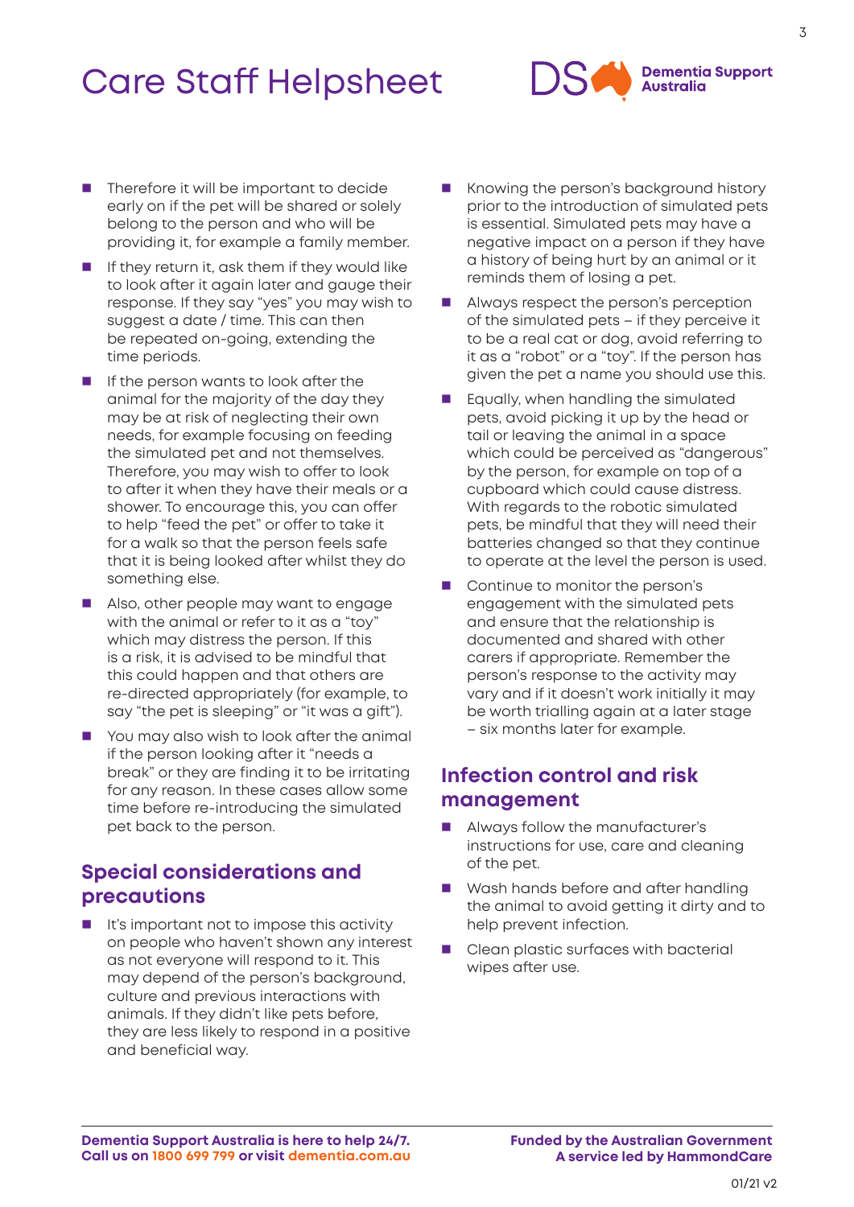- Therefore it will be important to decide early on if the pet will be shared or solely belong to the person and who will be providing it, for example a family member.
- If they return it, ask them if they would like to look after it again later and gauge their response. If they say "yes" you may wish to suggest a date / time. This can then be repeated on-going, extending the time periods.
- If the person wants to look after the animal for the majority of the day they may be at risk of neglecting their own needs, for example focusing on feeding the simulated pet and not themselves. Therefore, you may wish to offer to look to after it when they have their meals or a shower. To encourage this, you can offer to help "feed the pet" or offer to take it for a walk so that the person feels safe that it is being looked after whilst they do something else.
- Also, other people may want to engage with the animal or refer to it as a "toy" which may distress the person. If this is a risk, it is advised to be mindful that this could happen and that others are re-directed appropriately (for example, to say "the pet is sleeping" or "it was a gift").
- You may also wish to look after the animal if the person looking after it "needs a break" or they are finding it to be irritating for any reason. In these cases allow some time before re-introducing the simulated pet back to the person.

## Special considerations and precautions

- It's important not to impose this activity on people who haven't shown any interest as not everyone will respond to it. This may depend of the person's background, culture and previous interactions with animals. If they didn't like pets before, they are less likely to respond in a positive and beneficial way.
- Knowing the person's background history prior to the introduction of simulated pets is essential. Simulated pets may have a negative impact on a person if they have a history of being hurt by an animal or it reminds them of losing a pet.
- Always respect the person's perception of the simulated pets – if they perceive it to be a real cat or dog, avoid referring to it as a "robot" or a "toy". If the person has given the pet a name you should use this.
- Equally, when handling the simulated pets, avoid picking it up by the head or tail or leaving the animal in a space which could be perceived as "dangerous" by the person, for example on top of a cupboard which could cause distress. With regards to the robotic simulated pets, be mindful that they will need their batteries changed so that they continue to operate at the level the person is used.
- Continue to monitor the person's engagement with the simulated pets and ensure that the relationship is documented and shared with other carers if appropriate. Remember the person's response to the activity may vary and if it doesn't work initially it may be worth trialling again at a later stage – six months later for example.

## Infection control and risk management

- Always follow the manufacturer's instructions for use, care and cleaning of the pet.
- Wash hands before and after handling the animal to avoid getting it dirty and to help prevent infection.
- Clean plastic surfaces with bacterial wipes after use.